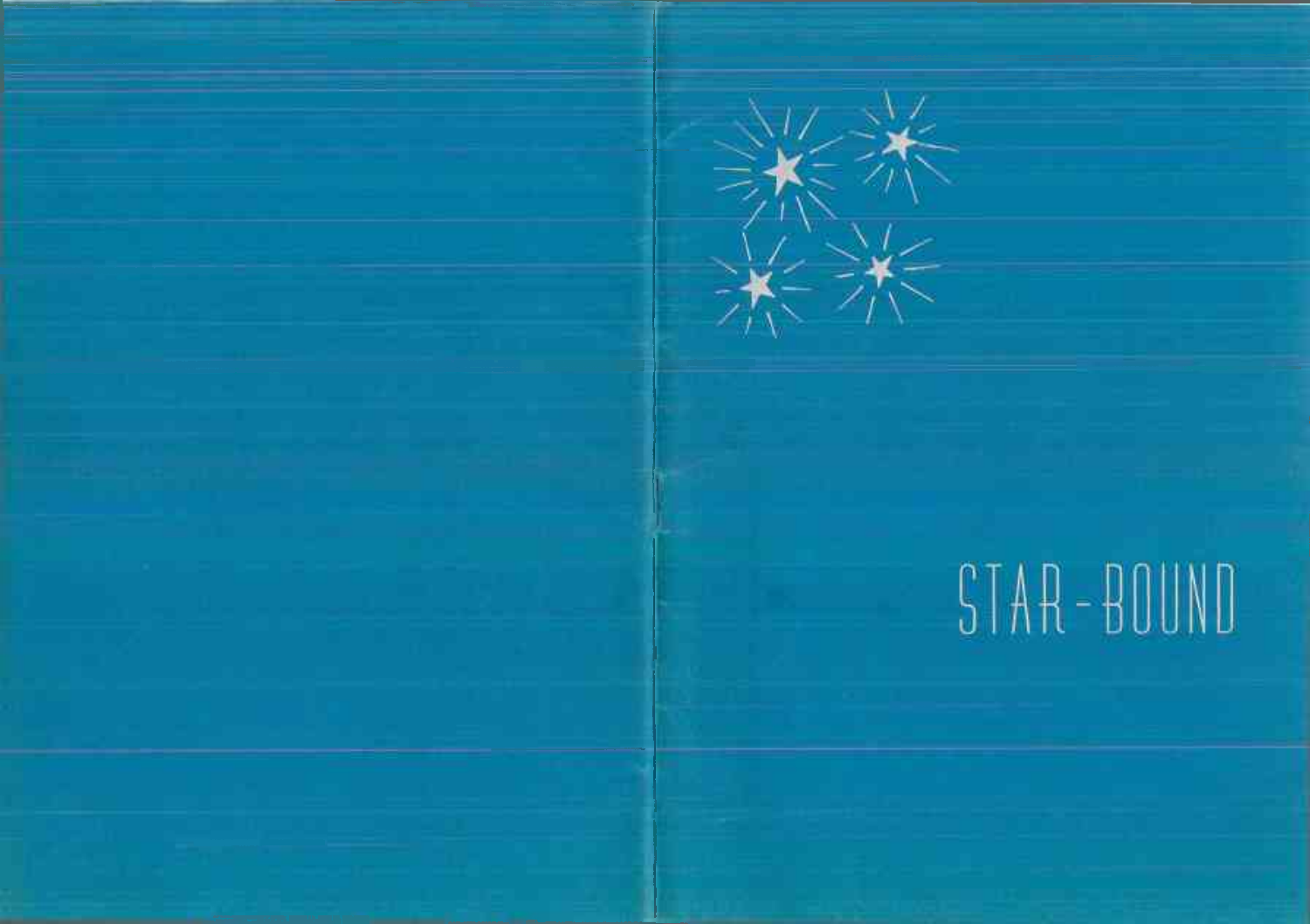# STAR-BOUND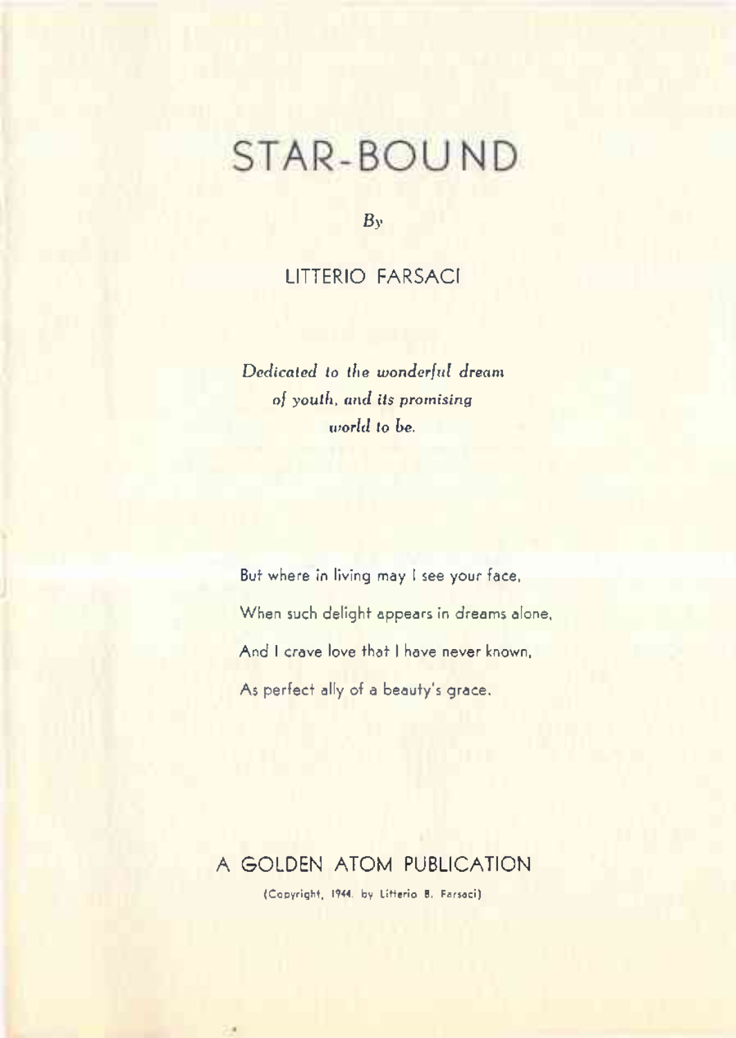# STAR-BOUND

*By*

LITTERIO FARSACI

*Dedicated to the wonderful dream of youth, and its promising world to be.*

But where in living may I see your face,

When such delight appears in dreams alone,

And I crave love that I have never known,

As perfect ally of a beauty's grace.

A GOLDEN ATOM PUBLICATION

(Copyright, 1944, by Litterio B. Farsaci)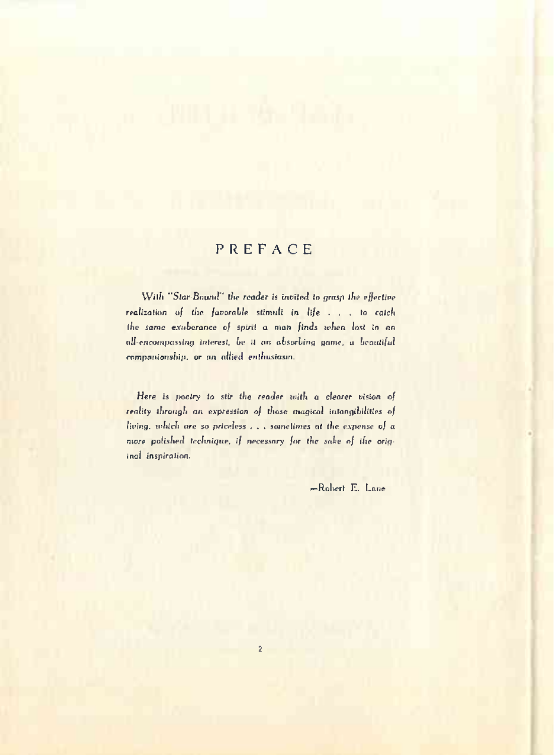# PREFACE

*With "Star-Bound" the reader is invited to grasp the effective realization of the favorable stimuli in life . . . to catch the same exuberance of spirit a man finds when lost in an all-encompassing interest, be it an absorbing game, a beautiful companionship, or an allied enthusiasm.*

*Here is poetry to stir the reader with a clearer vision of reality through an expression of those magical intangibilities of living, which are so priceless . . . sometimes at the expense of a more polished technique, if necessary for the sake of the original inspiration.*

—Robert E. Lane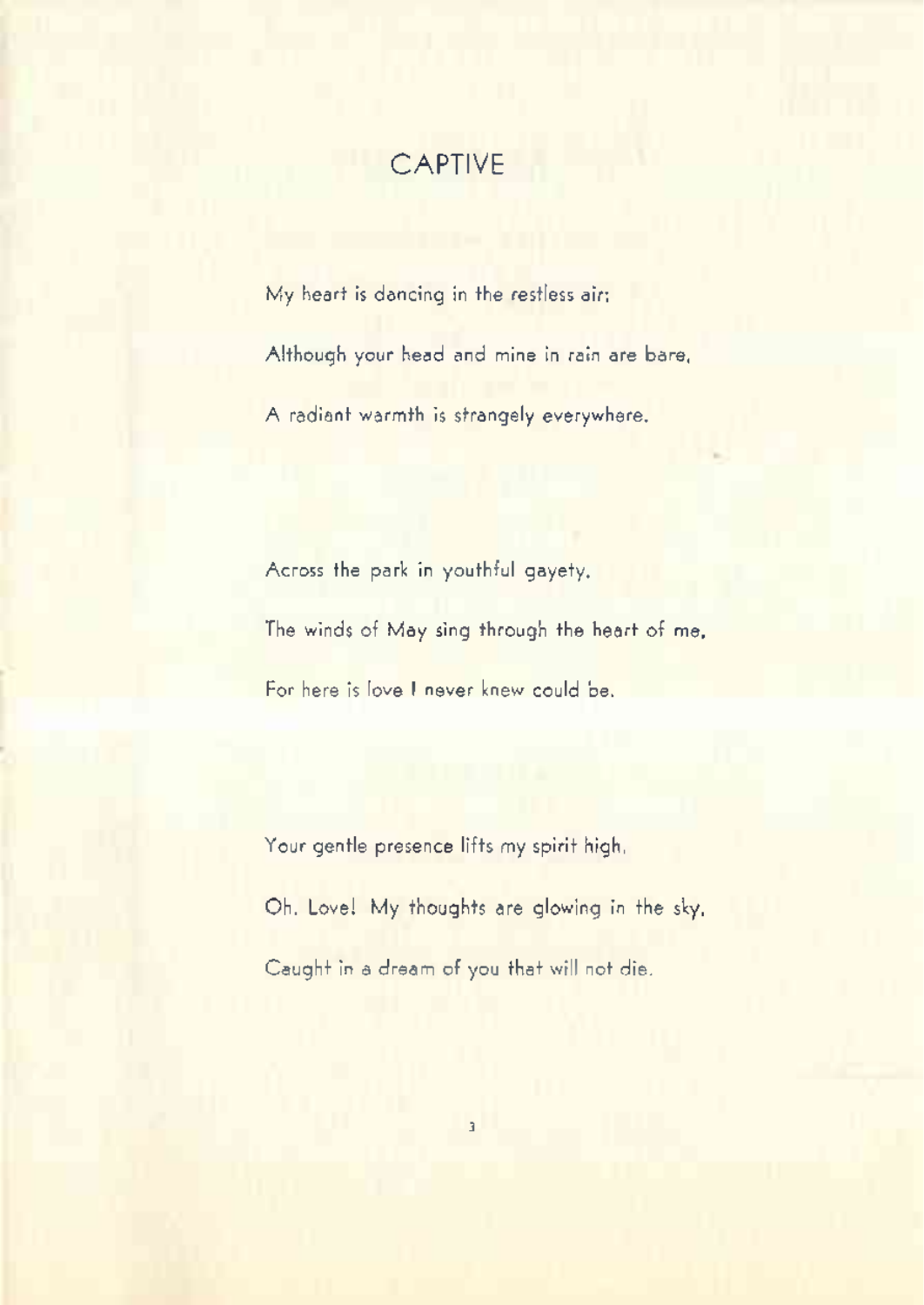# CAPTIVE

My heart is dancing in the restless air;
Although your head and mine in rain are bare,
A radiant warmth is strangely everywhere.

Across the park in youthful gayety,
The winds of May sing through the heart of me,
For here is love I never knew could be.

Your gentle presence lifts my spirit high,
Oh, Love! My thoughts are glowing in the sky,
Caught in a dream of you that will not die.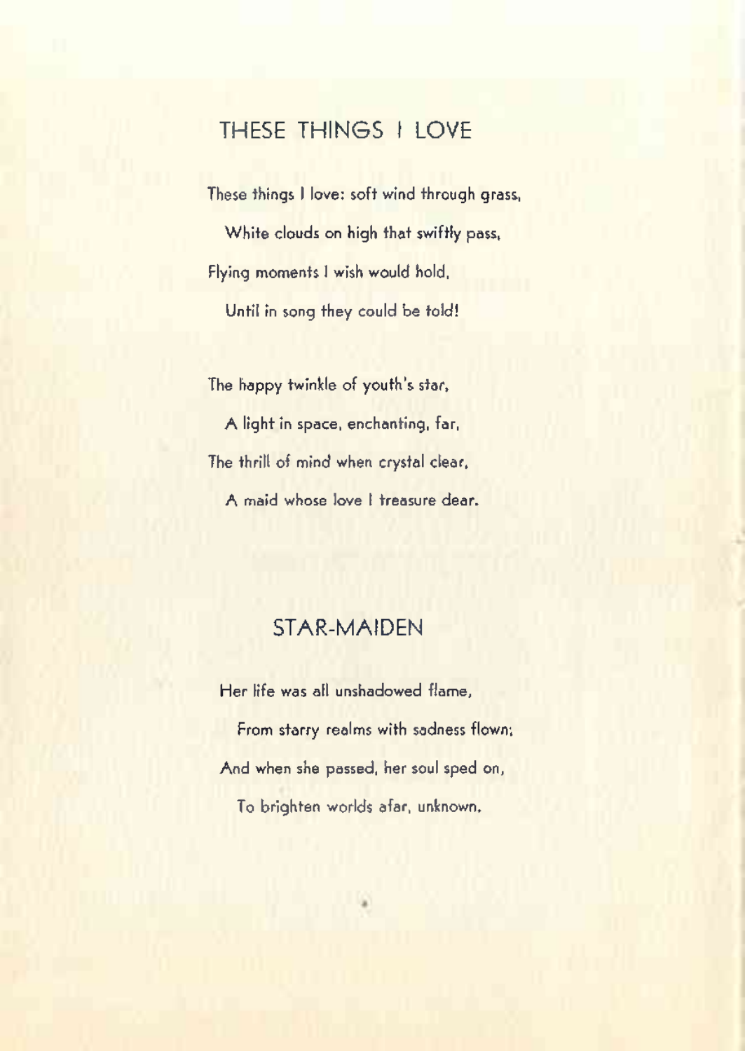## THESE THINGS I LOVE

These things I love: soft wind through grass,
White clouds on high that swiftly pass,
Flying moments I wish would hold,
Until in song they could be told!

The happy twinkle of youth's star,
A light in space, enchanting, far,
The thrill of mind when crystal clear,
A maid whose love I treasure dear.

## STAR-MAIDEN

Her life was all unshadowed flame,
From starry realms with sadness flown;
And when she passed, her soul sped on,
To brighten worlds afar, unknown.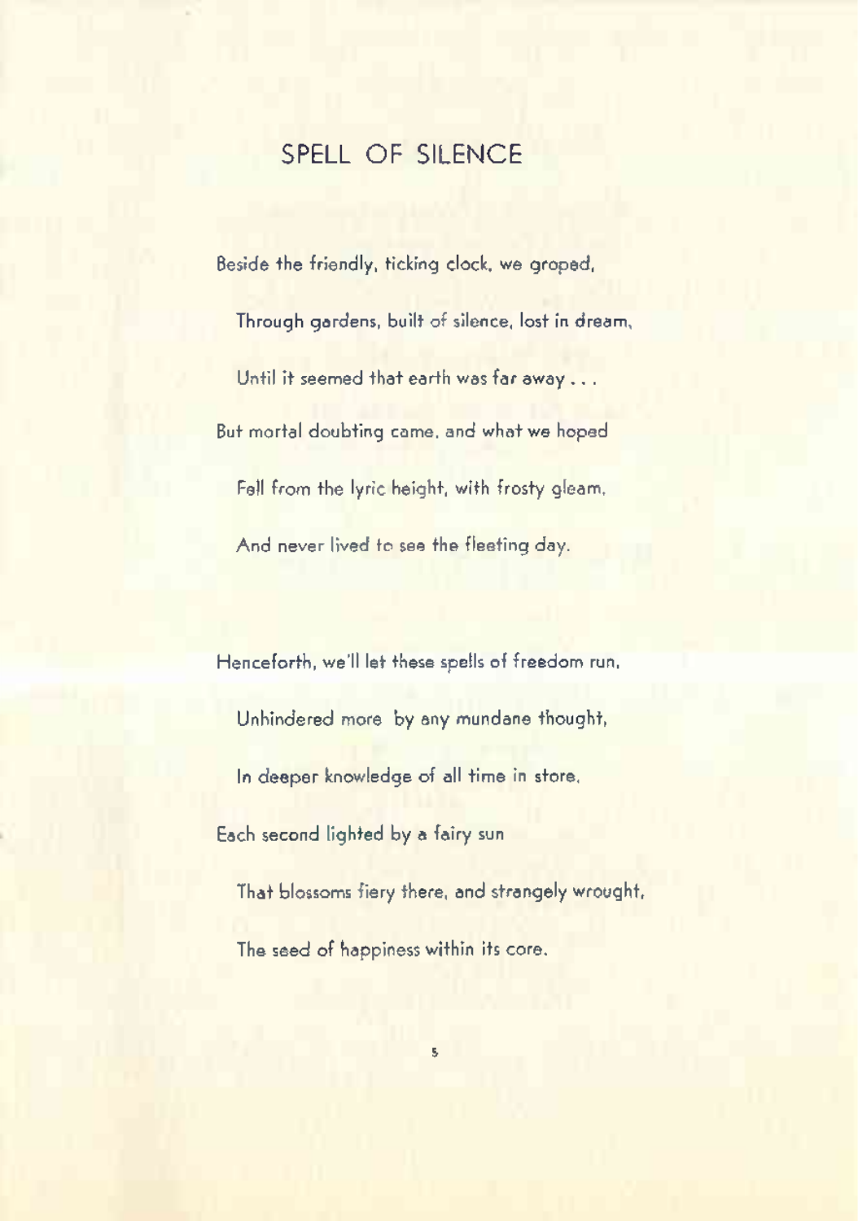## SPELL OF SILENCE

Beside the friendly, ticking clock, we groped,  
Through gardens, built of silence, lost in dream,  
Until it seemed that earth was far away . . .  
But mortal doubting came, and what we hoped  
Fell from the lyric height, with frosty gleam,  
And never lived to see the fleeting day.

Henceforth, we'll let these spells of freedom run,  
Unhindered more by any mundane thought,  
In deeper knowledge of all time in store,  
Each second lighted by a fairy sun  
That blossoms fiery there, and strangely wrought,  
The seed of happiness within its core.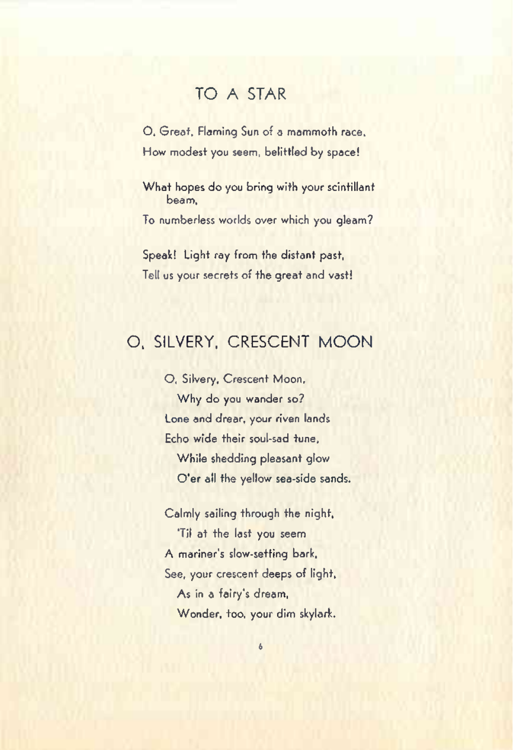## TO A STAR

O, Great, Flaming Sun of a mammoth race,
How modest you seem, belittled by space!

What hopes do you bring with your scintillant beam,
To numberless worlds over which you gleam?

Speak! Light ray from the distant past,
Tell us your secrets of the great and vast!

## O, SILVERY, CRESCENT MOON

O, Silvery, Crescent Moon,
  Why do you wander so?
Lone and drear, your riven lands
Echo wide their soul-sad tune,
  While shedding pleasant glow
  O'er all the yellow sea-side sands.

Calmly sailing through the night,
  'Til at the last you seem
A mariner's slow-setting bark,
See, your crescent deeps of light,
  As in a fairy's dream,
  Wonder, too, your dim skylark.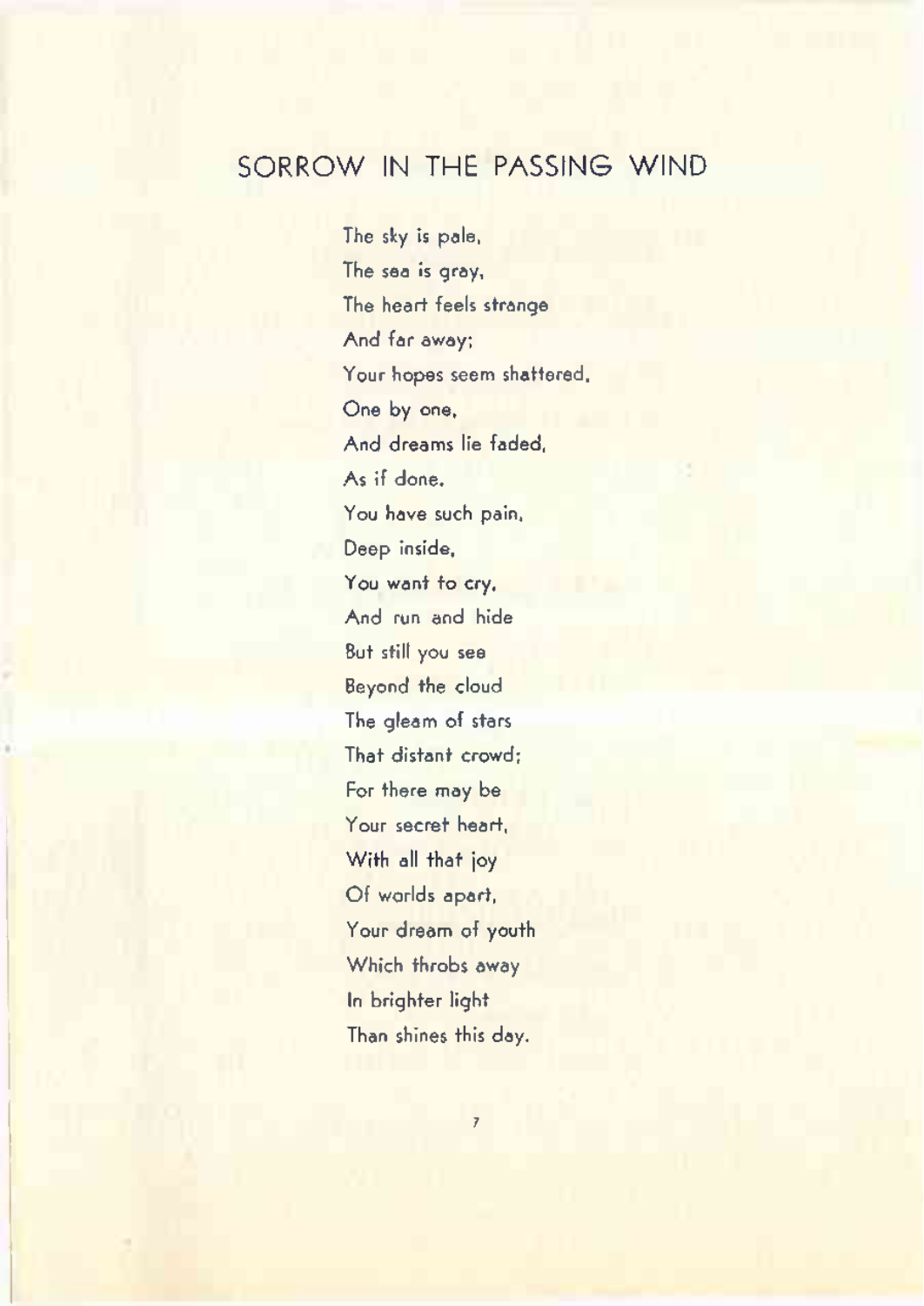## SORROW IN THE PASSING WIND

The sky is pale,  
The sea is gray,  
The heart feels strange  
And far away;  
Your hopes seem shattered,  
One by one,  
And dreams lie faded,  
As if done.  
You have such pain,  
Deep inside,  
You want to cry,  
And run and hide  
But still you see  
Beyond the cloud  
The gleam of stars  
That distant crowd;  
For there may be  
Your secret heart,  
With all that joy  
Of worlds apart,  
Your dream of youth  
Which throbs away  
In brighter light  
Than shines this day.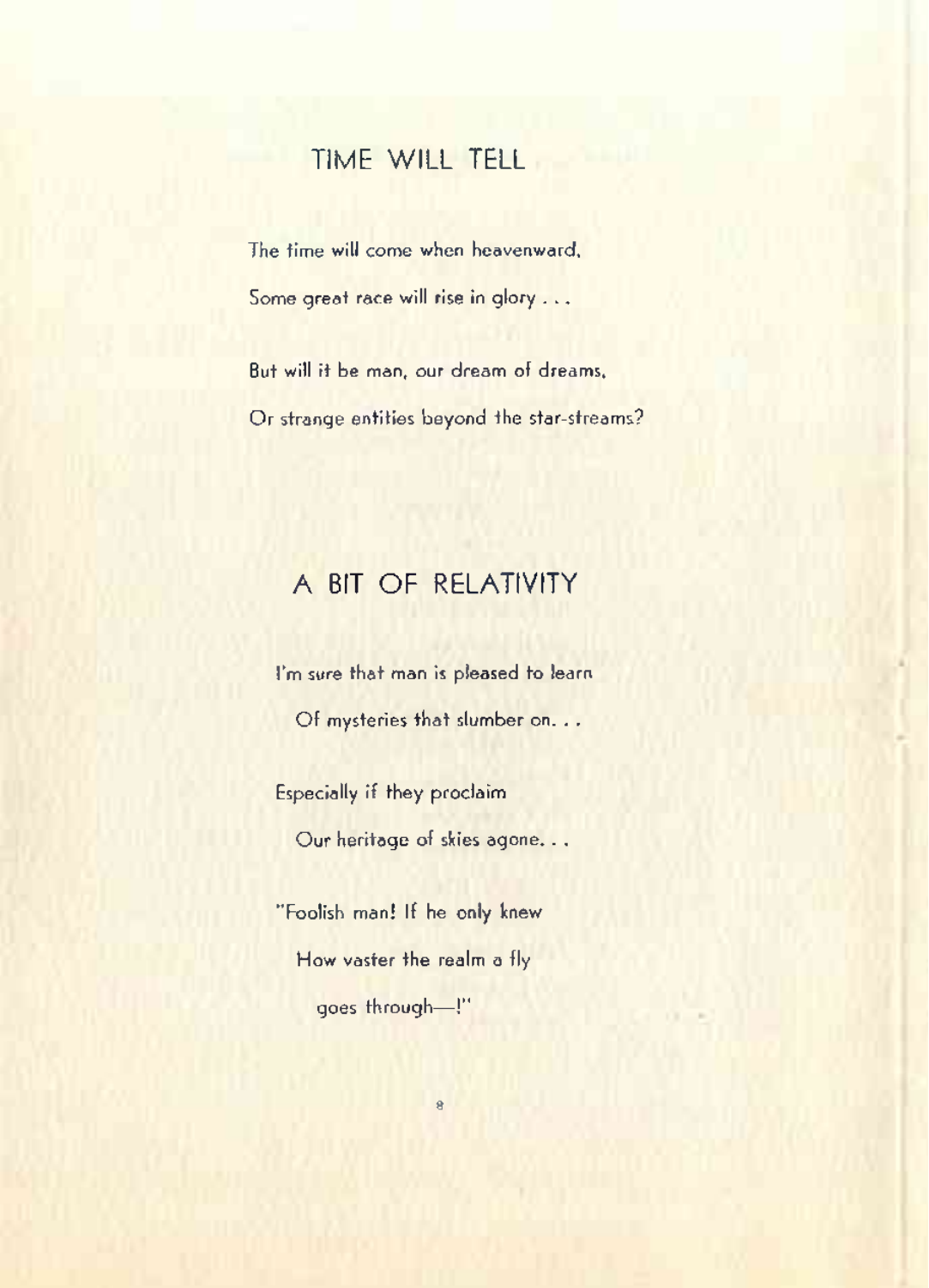## TIME WILL TELL

The time will come when heavenward,

Some great race will rise in glory . . .

But will it be man, our dream of dreams,

Or strange entities beyond the star-streams?

## A BIT OF RELATIVITY

I'm sure that man is pleased to learn

Of mysteries that slumber on. . .

Especially if they proclaim

Our heritage of skies agone. . .

"Foolish man! If he only knew

How vaster the realm a fly

goes through—!"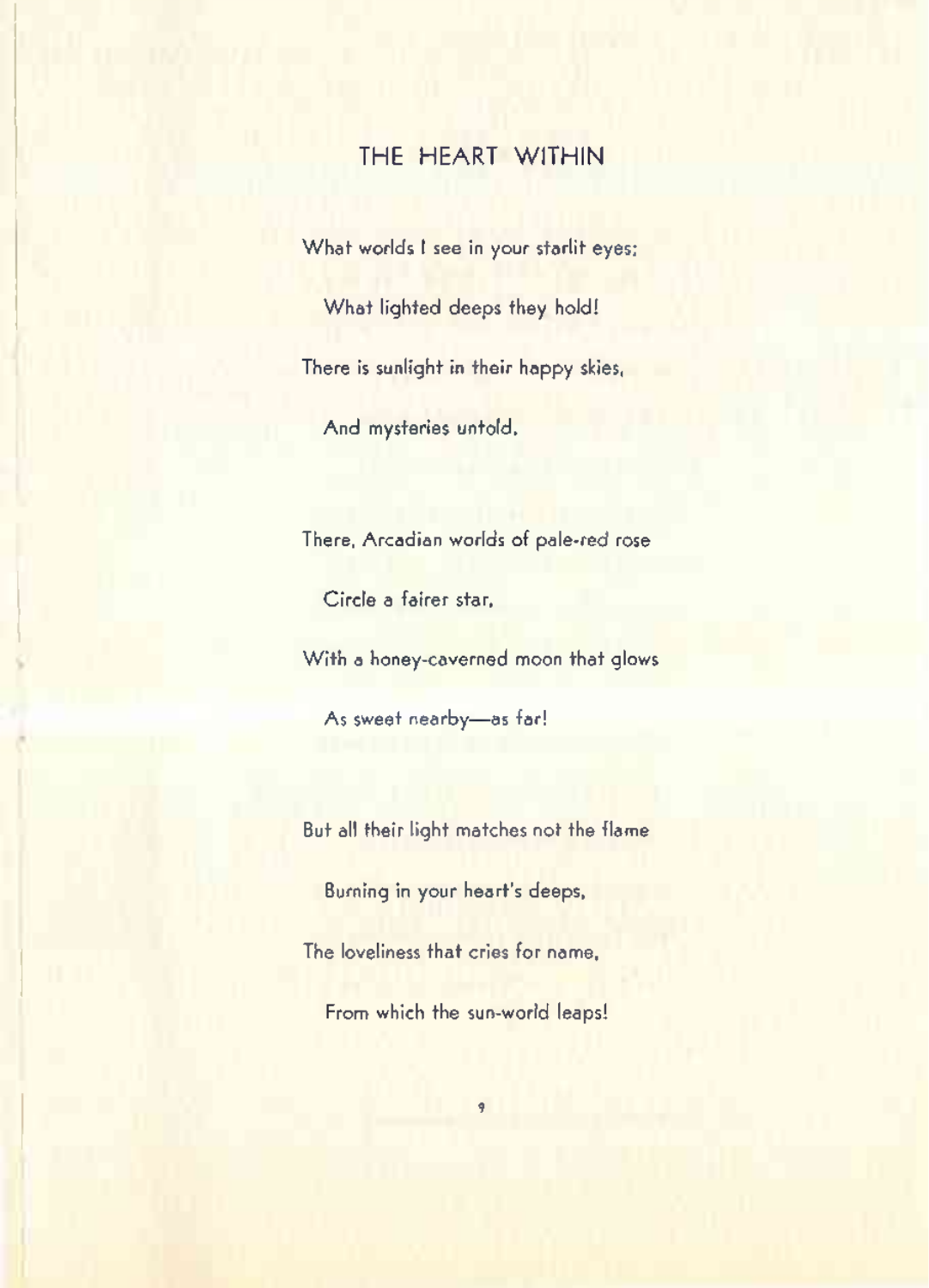## THE HEART WITHIN

What worlds I see in your starlit eyes:  
What lighted deeps they hold!  
There is sunlight in their happy skies,  
And mysteries untold.

There, Arcadian worlds of pale-red rose  
Circle a fairer star,  
With a honey-caverned moon that glows  
As sweet nearby—as far!

But all their light matches not the flame  
Burning in your heart's deeps,  
The loveliness that cries for name,  
From which the sun-world leaps!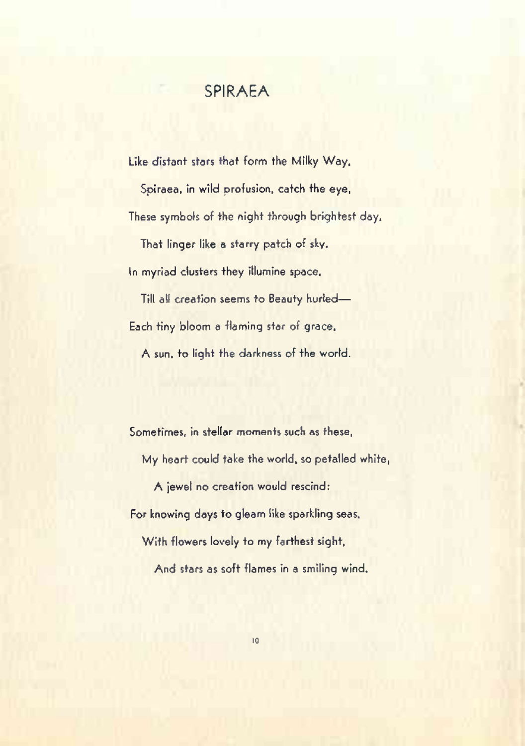# SPIRAEA

Like distant stars that form the Milky Way,
  Spiraea, in wild profusion, catch the eye,
These symbols of the night through brightest day,
  That linger like a starry patch of sky.
In myriad clusters they illumine space,
  Till all creation seems to Beauty hurled—
Each tiny bloom a flaming star of grace,
  A sun, to light the darkness of the world.

Sometimes, in stellar moments such as these,
  My heart could take the world, so petalled white,
    A jewel no creation would rescind:
For knowing days to gleam like sparkling seas,
  With flowers lovely to my farthest sight,
    And stars as soft flames in a smiling wind.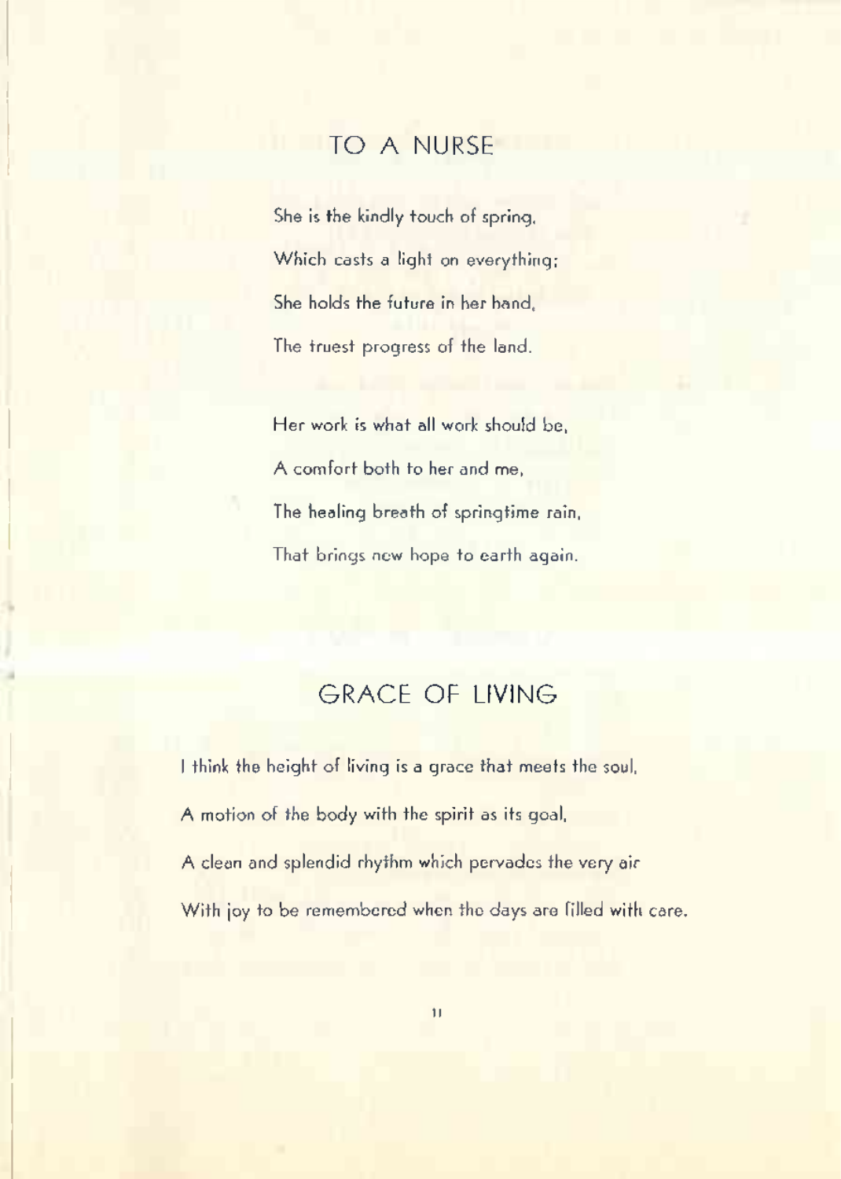## TO A NURSE

She is the kindly touch of spring,  
Which casts a light on everything;  
She holds the future in her hand,  
The truest progress of the land.

Her work is what all work should be,  
A comfort both to her and me,  
The healing breath of springtime rain,  
That brings new hope to earth again.

## GRACE OF LIVING

I think the height of living is a grace that meets the soul,  
A motion of the body with the spirit as its goal,  
A clean and splendid rhythm which pervades the very air  
With joy to be remembered when the days are filled with care.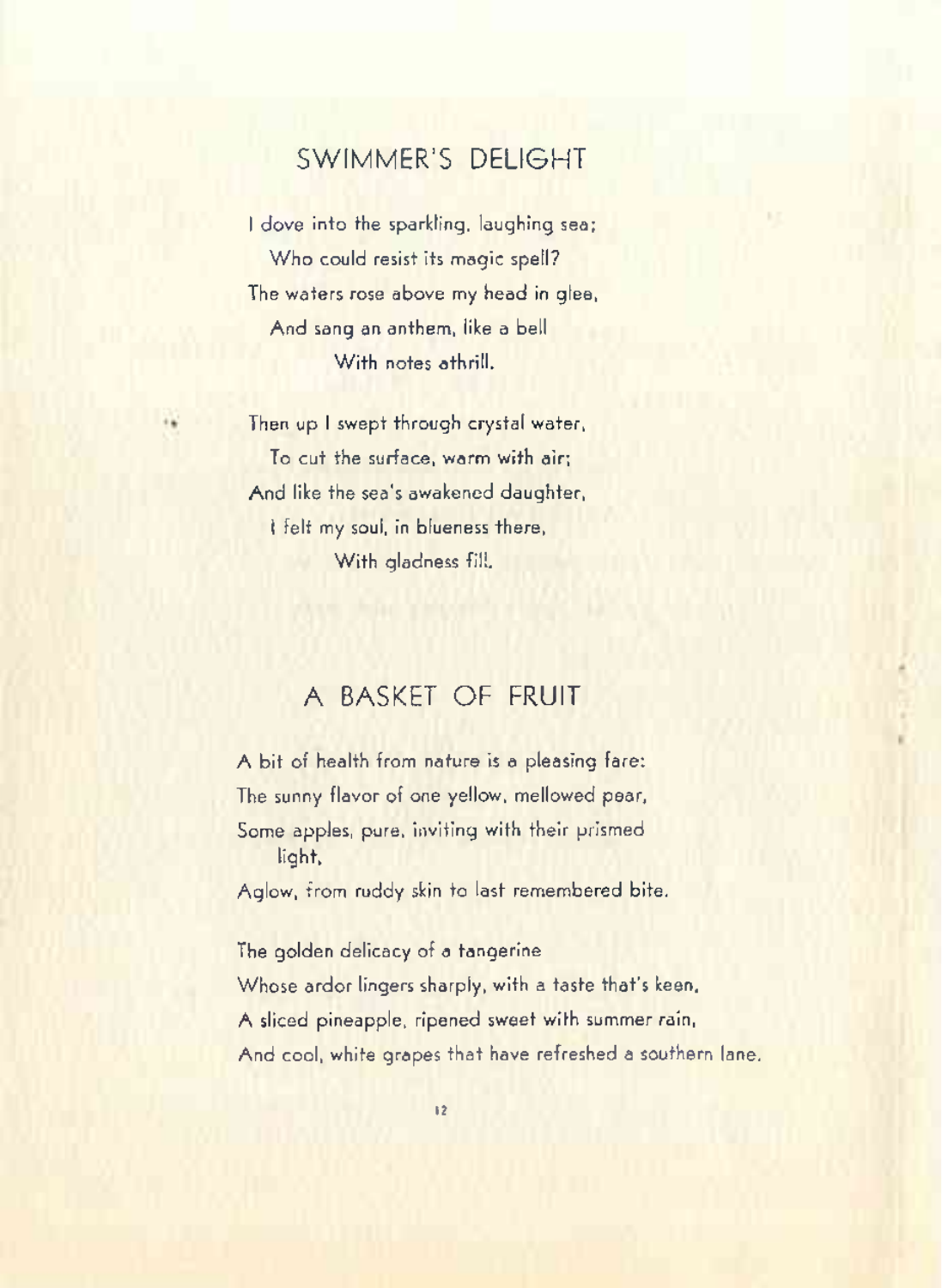## SWIMMER'S DELIGHT

I dove into the sparkling, laughing sea;
  Who could resist its magic spell?
The waters rose above my head in glee,
  And sang an anthem, like a bell
    With notes athrill.

Then up I swept through crystal water,
  To cut the surface, warm with air;
And like the sea's awakened daughter,
  I felt my soul, in blueness there,
    With gladness fill.

## A BASKET OF FRUIT

A bit of health from nature is a pleasing fare:
The sunny flavor of one yellow, mellowed pear,
Some apples, pure, inviting with their prismed
  light,
Aglow, from ruddy skin to last remembered bite.

The golden delicacy of a tangerine
Whose ardor lingers sharply, with a taste that's keen,
A sliced pineapple, ripened sweet with summer rain,
And cool, white grapes that have refreshed a southern lane.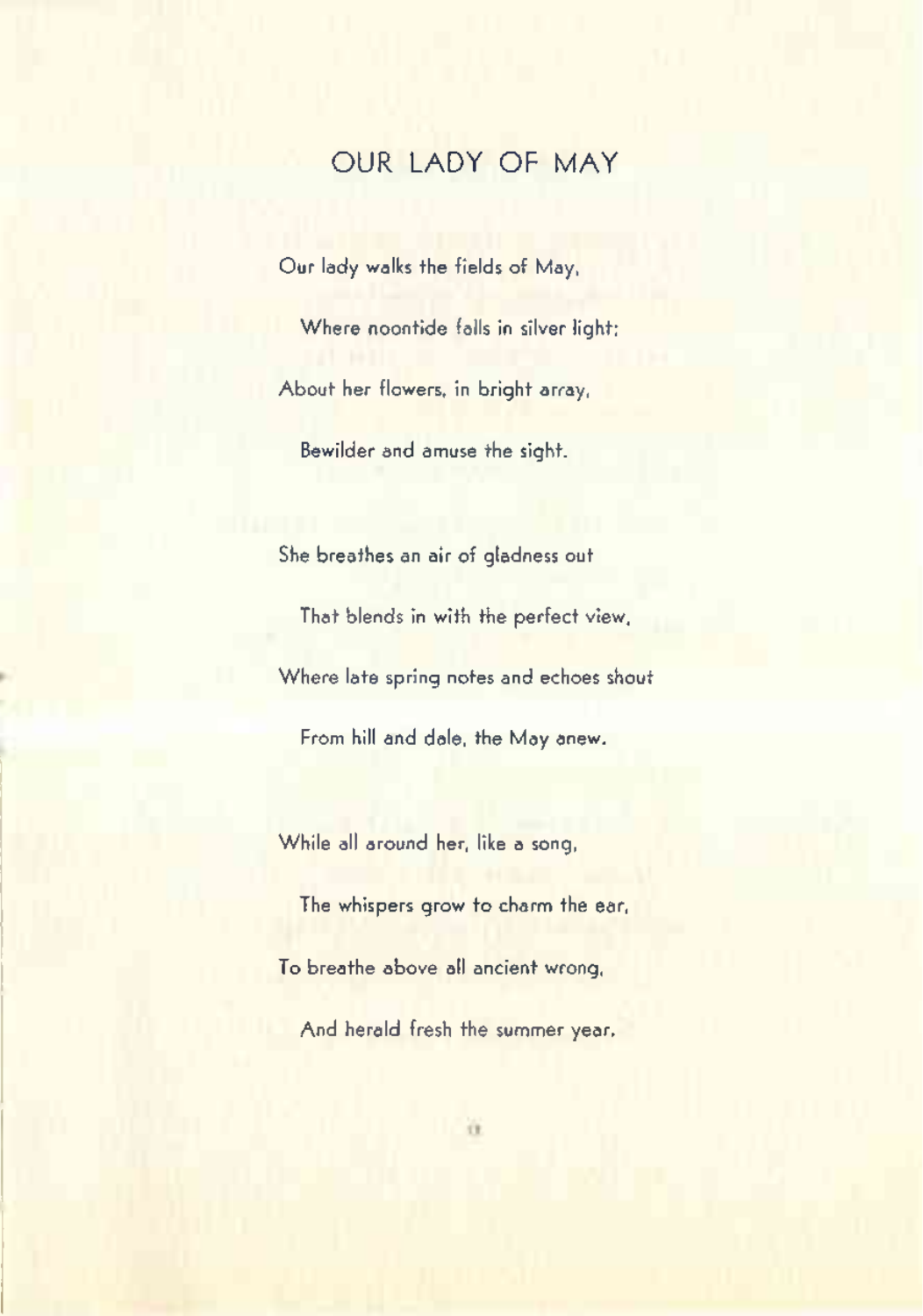# OUR LADY OF MAY

Our lady walks the fields of May,
  Where noontide falls in silver light;
About her flowers, in bright array,
  Bewilder and amuse the sight.

She breathes an air of gladness out
  That blends in with the perfect view,
Where late spring notes and echoes shout
  From hill and dale, the May anew.

While all around her, like a song,
  The whispers grow to charm the ear,
To breathe above all ancient wrong,
  And herald fresh the summer year.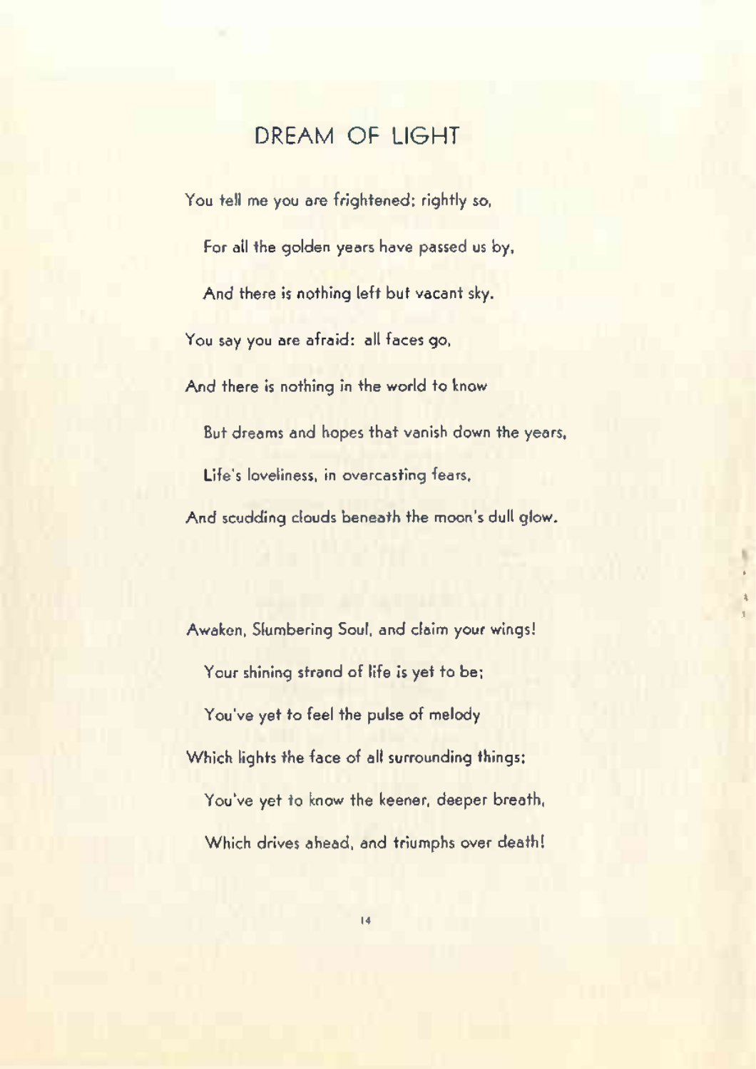# DREAM OF LIGHT

You tell me you are frightened: rightly so,  
For all the golden years have passed us by,  
And there is nothing left but vacant sky.  
You say you are afraid: all faces go,  
And there is nothing in the world to know  
But dreams and hopes that vanish down the years,  
Life's loveliness, in overcasting fears,  
And scudding clouds beneath the moon's dull glow.

Awaken, Slumbering Soul, and claim your wings!  
Your shining strand of life is yet to be;  
You've yet to feel the pulse of melody  
Which lights the face of all surrounding things:  
You've yet to know the keener, deeper breath,  
Which drives ahead, and triumphs over death!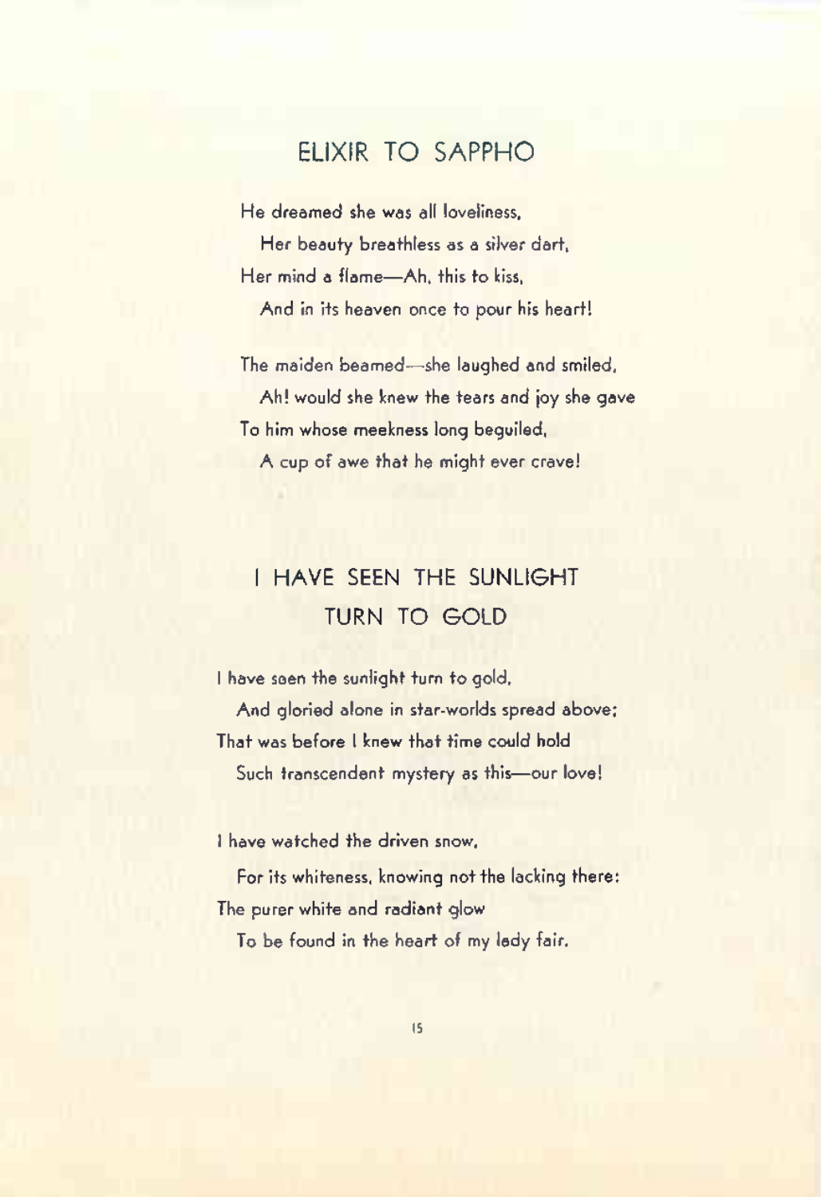## ELIXIR TO SAPPHO

He dreamed she was all loveliness,
  Her beauty breathless as a silver dart,
Her mind a flame—Ah, this to kiss,
  And in its heaven once to pour his heart!

The maiden beamed—she laughed and smiled,
  Ah! would she knew the tears and joy she gave
To him whose meekness long beguiled,
  A cup of awe that he might ever crave!

## I HAVE SEEN THE SUNLIGHT TURN TO GOLD

I have seen the sunlight turn to gold,
  And gloried alone in star-worlds spread above;
That was before I knew that time could hold
  Such transcendent mystery as this—our love!

I have watched the driven snow,
  For its whiteness, knowing not the lacking there:
The purer white and radiant glow
  To be found in the heart of my lady fair.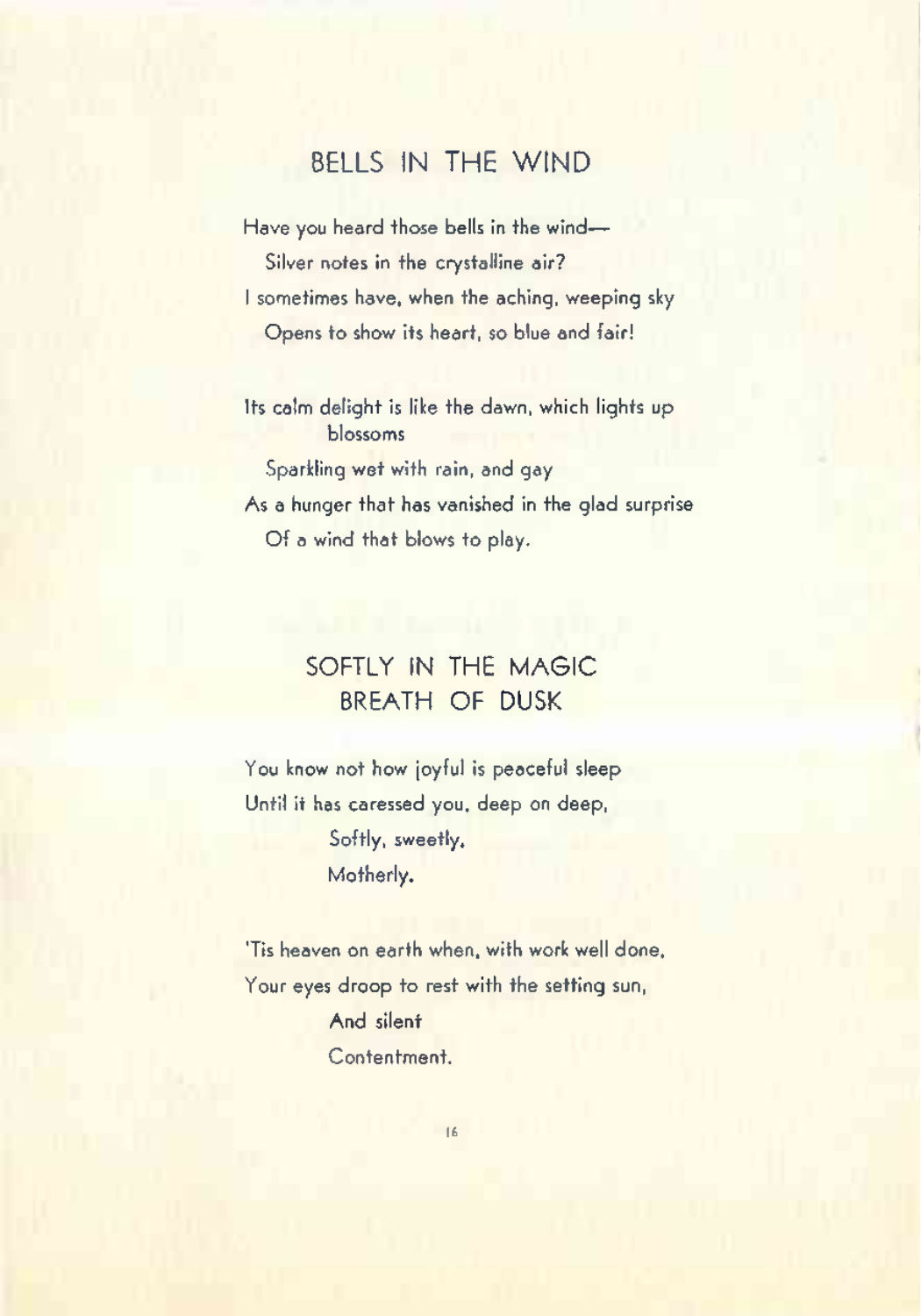## BELLS IN THE WIND

Have you heard those bells in the wind—
Silver notes in the crystalline air?
I sometimes have, when the aching, weeping sky
Opens to show its heart, so blue and fair!

Its calm delight is like the dawn, which lights up blossoms
Sparkling wet with rain, and gay
As a hunger that has vanished in the glad surprise
Of a wind that blows to play.

## SOFTLY IN THE MAGIC BREATH OF DUSK

You know not how joyful is peaceful sleep
Until it has caressed you, deep on deep,
Softly, sweetly,
Motherly.

'Tis heaven on earth when, with work well done,
Your eyes droop to rest with the setting sun,
And silent
Contentment.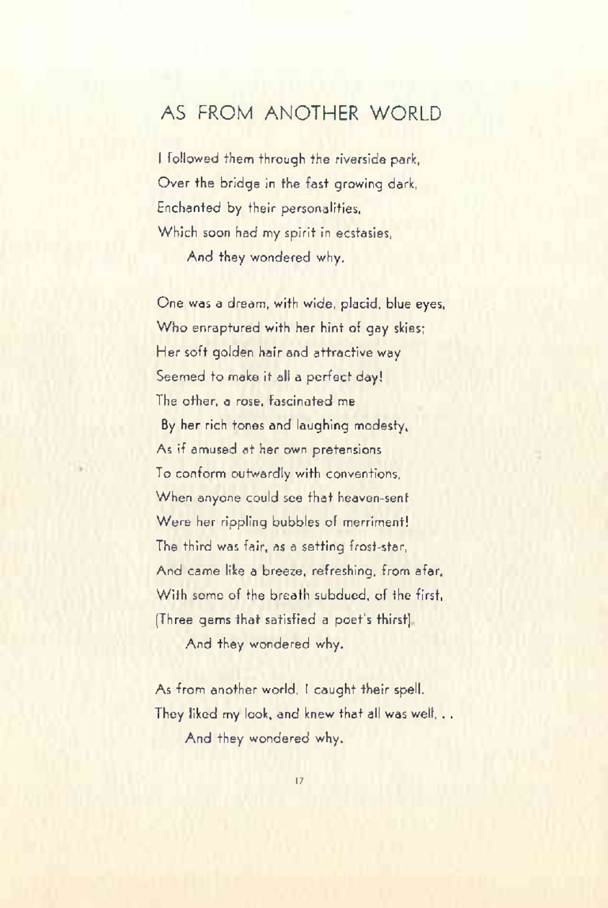# AS FROM ANOTHER WORLD

I followed them through the riverside park,
Over the bridge in the fast growing dark,
Enchanted by their personalities,
Which soon had my spirit in ecstasies,
    And they wondered why.

One was a dream, with wide, placid, blue eyes,
Who enraptured with her hint of gay skies;
Her soft golden hair and attractive way
Seemed to make it all a perfect day!
The other, a rose, fascinated me
By her rich tones and laughing modesty,
As if amused at her own pretensions
To conform outwardly with conventions,
When anyone could see that heaven-sent
Were her rippling bubbles of merriment!
The third was fair, as a setting frost-star,
And came like a breeze, refreshing, from afar,
With some of the breath subdued, of the first,
(Three gems that satisfied a poet's thirst)
    And they wondered why.

As from another world, I caught their spell.
They liked my look, and knew that all was well. . .
    And they wondered why.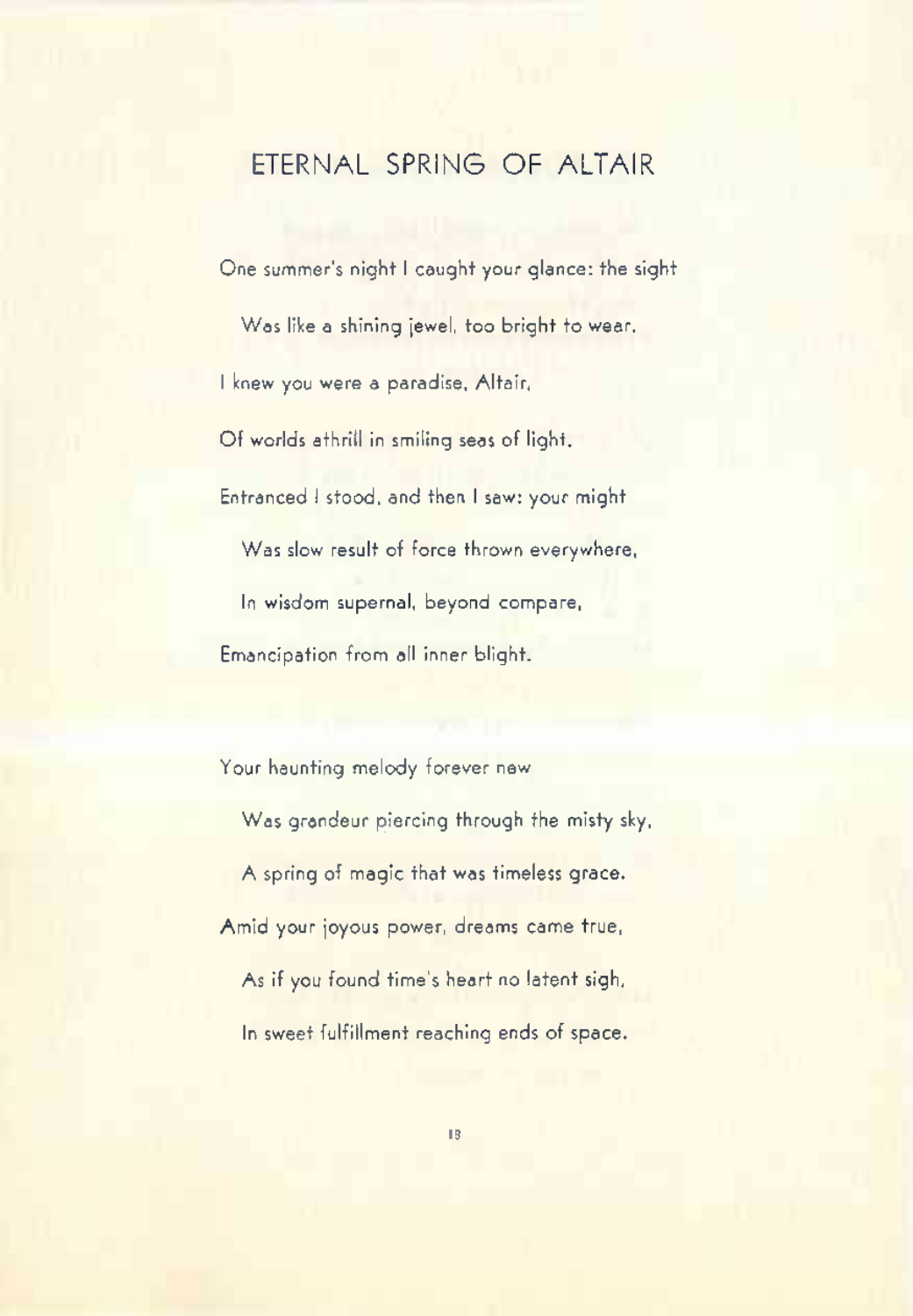# ETERNAL SPRING OF ALTAIR

One summer's night I caught your glance: the sight

Was like a shining jewel, too bright to wear.

I knew you were a paradise, Altair,

Of worlds athrill in smiling seas of light.

Entranced I stood, and then I saw: your might

Was slow result of force thrown everywhere,

In wisdom supernal, beyond compare,

Emancipation from all inner blight.

Your haunting melody forever new

Was grandeur piercing through the misty sky,

A spring of magic that was timeless grace.

Amid your joyous power, dreams came true,

As if you found time's heart no latent sigh,

In sweet fulfillment reaching ends of space.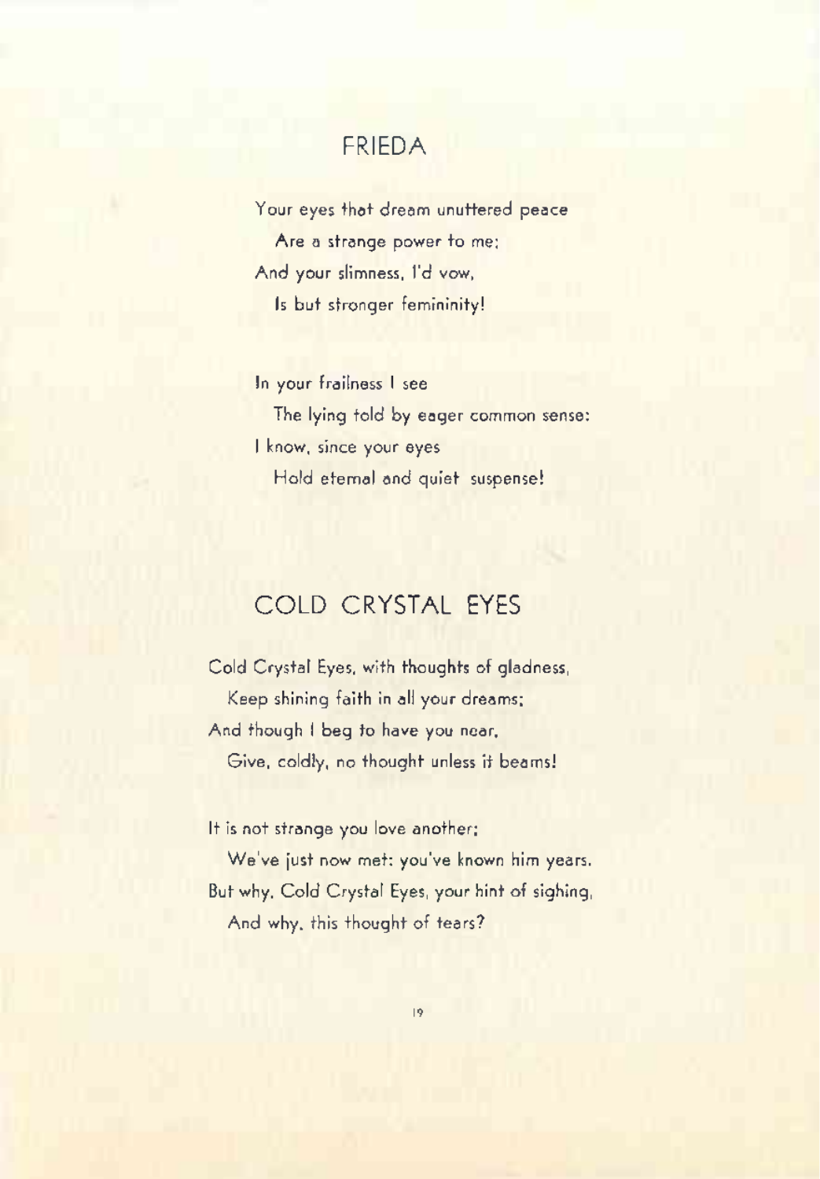## FRIEDA

Your eyes that dream unuttered peace
  Are a strange power to me;
And your slimness, I'd vow,
  Is but stronger femininity!

In your frailness I see
  The lying told by eager common sense:
I know, since your eyes
  Hold eternal and quiet suspense!

## COLD CRYSTAL EYES

Cold Crystal Eyes, with thoughts of gladness,
  Keep shining faith in all your dreams;
And though I beg to have you near,
  Give, coldly, no thought unless it beams!

It is not strange you love another;
  We've just now met: you've known him years.
But why, Cold Crystal Eyes, your hint of sighing,
  And why, this thought of tears?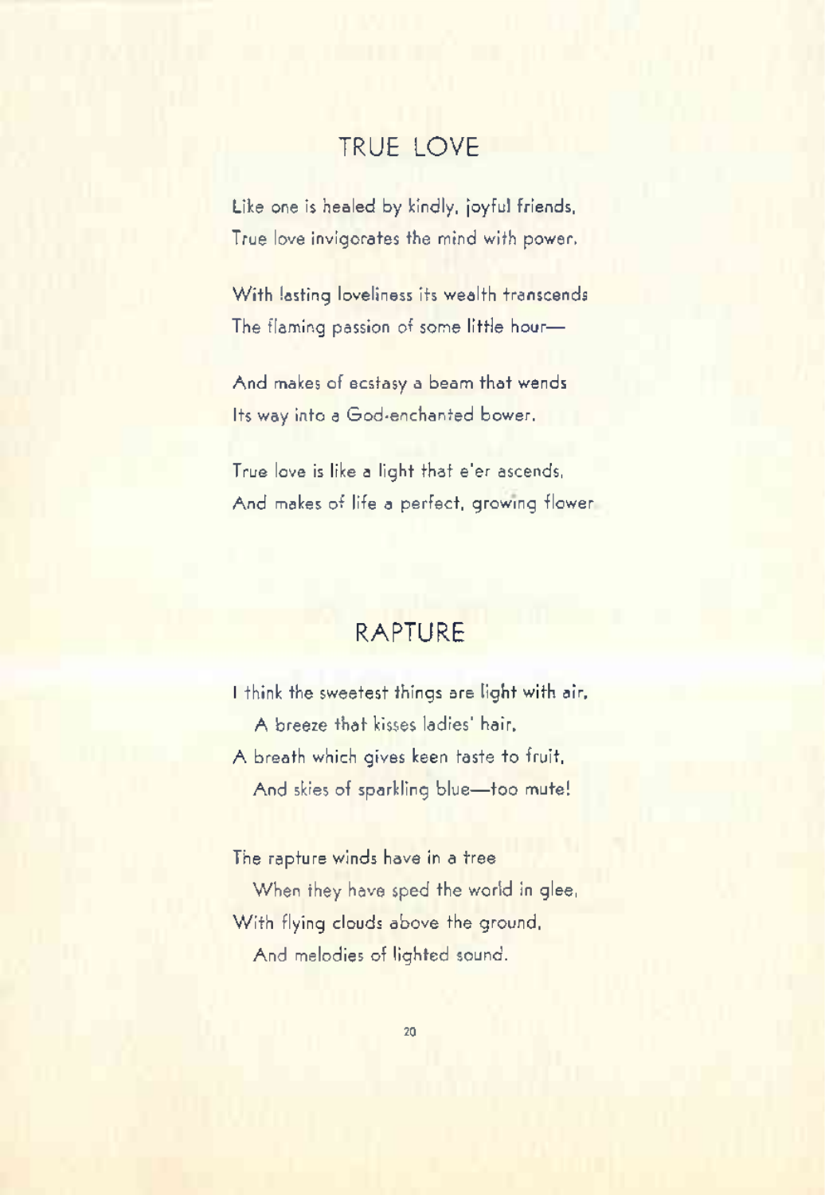## TRUE LOVE

Like one is healed by kindly, joyful friends,
True love invigorates the mind with power.

With lasting loveliness its wealth transcends
The flaming passion of some little hour—

And makes of ecstasy a beam that wends
Its way into a God-enchanted bower.

True love is like a light that e'er ascends,
And makes of life a perfect, growing flower.

## RAPTURE

I think the sweetest things are light with air,
   A breeze that kisses ladies' hair,
A breath which gives keen taste to fruit,
   And skies of sparkling blue—too mute!

The rapture winds have in a tree
   When they have sped the world in glee,
With flying clouds above the ground,
   And melodies of lighted sound.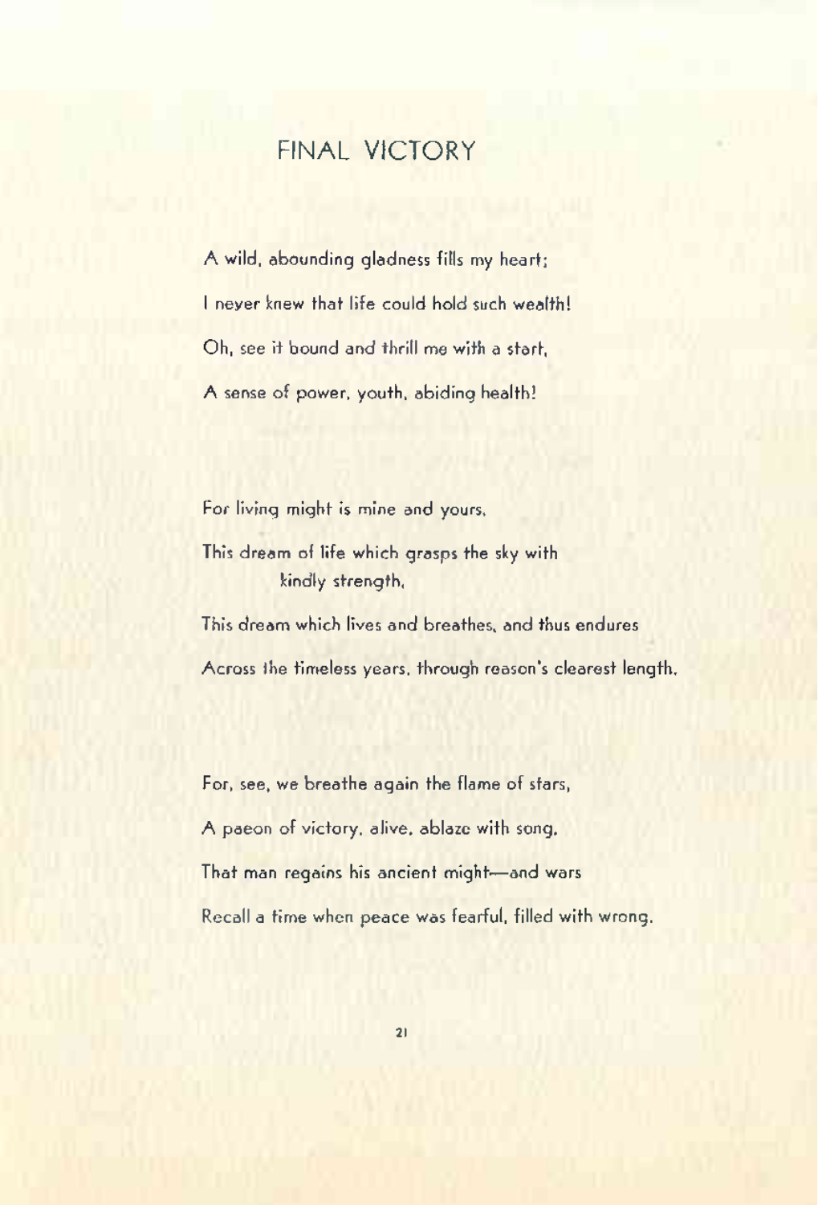## FINAL VICTORY

A wild, abounding gladness fills my heart;
I never knew that life could hold such wealth!
Oh, see it bound and thrill me with a start,
A sense of power, youth, abiding health!

For living might is mine and yours,
This dream of life which grasps the sky with
    kindly strength,
This dream which lives and breathes, and thus endures
Across the timeless years, through reason's clearest length.

For, see, we breathe again the flame of stars,
A paeon of victory, alive, ablaze with song,
That man regains his ancient might—and wars
Recall a time when peace was fearful, filled with wrong.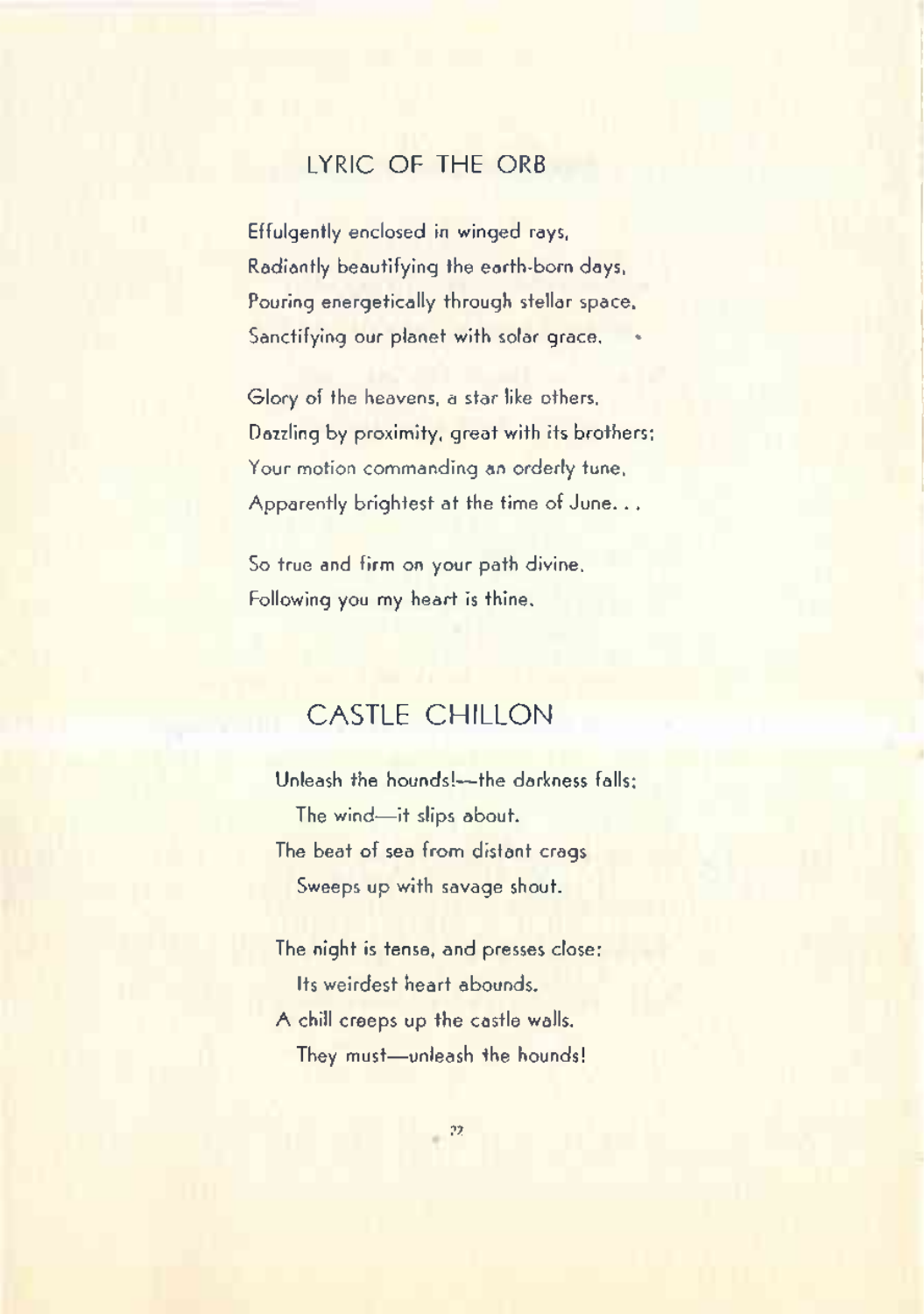## LYRIC OF THE ORB

Effulgently enclosed in winged rays,
Radiantly beautifying the earth-born days,
Pouring energetically through stellar space,
Sanctifying our planet with solar grace.

Glory of the heavens, a star like others,
Dazzling by proximity, great with its brothers;
Your motion commanding an orderly tune,
Apparently brightest at the time of June. . .

So true and firm on your path divine,
Following you my heart is thine.

## CASTLE CHILLON

Unleash the hounds!—the darkness falls;
  The wind—it slips about.
The beat of sea from distant crags
  Sweeps up with savage shout.

The night is tense, and presses close;
  Its weirdest heart abounds.
A chill creeps up the castle walls.
  They must—unleash the hounds!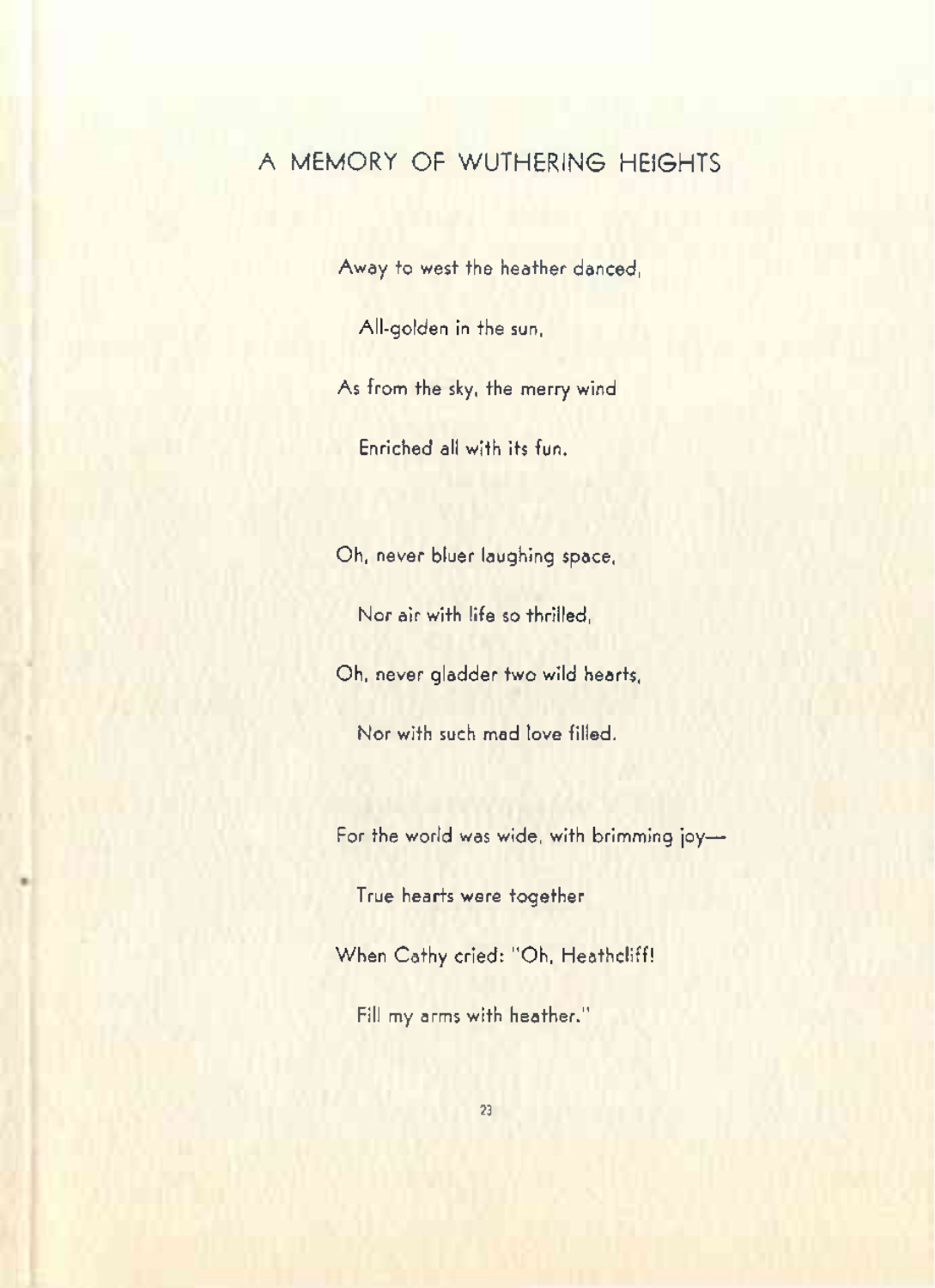## A MEMORY OF WUTHERING HEIGHTS

Away to west the heather danced,  
   All-golden in the sun,  
As from the sky, the merry wind  
   Enriched all with its fun.

Oh, never bluer laughing space,  
   Nor air with life so thrilled,  
Oh, never gladder two wild hearts,  
   Nor with such mad love filled.

For the world was wide, with brimming joy—  
   True hearts were together  
When Cathy cried: "Oh, Heathcliff!  
   Fill my arms with heather."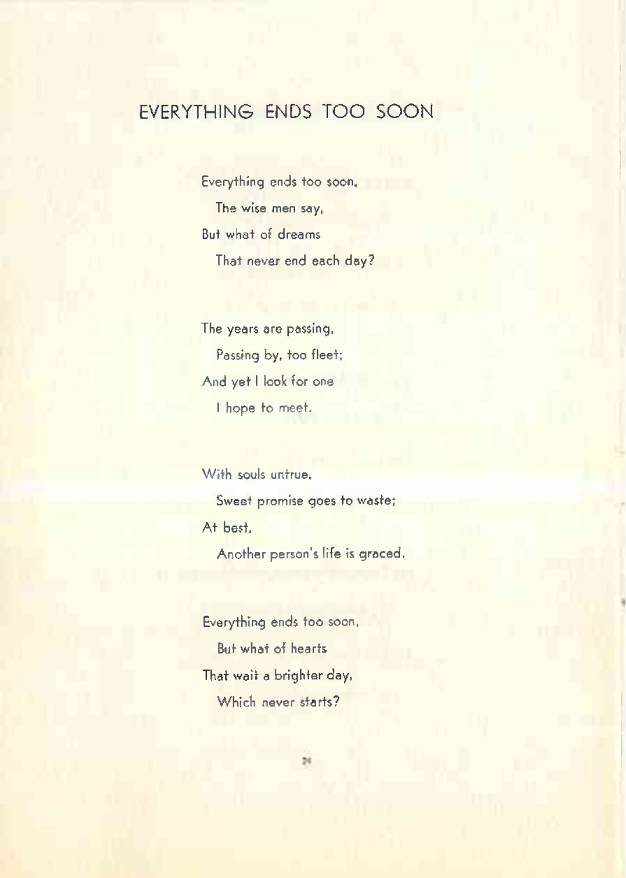# EVERYTHING ENDS TOO SOON

Everything ends too soon,  
  The wise men say,  
But what of dreams  
  That never end each day?

The years are passing,  
  Passing by, too fleet;  
And yet I look for one  
  I hope to meet.

With souls untrue,  
  Sweet promise goes to waste;  
At best,  
  Another person's life is graced.

Everything ends too soon,  
  But what of hearts  
That wait a brighter day,  
  Which never starts?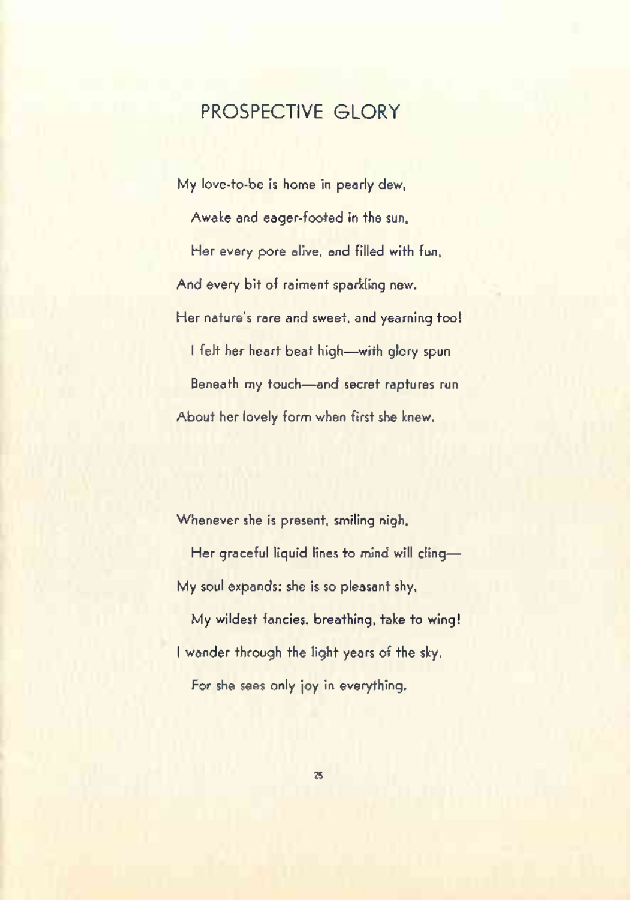# PROSPECTIVE GLORY

My love-to-be is home in pearly dew,
  Awake and eager-footed in the sun,
  Her every pore alive, and filled with fun,
And every bit of raiment sparkling new.
Her nature's rare and sweet, and yearning too!
  I felt her heart beat high—with glory spun
  Beneath my touch—and secret raptures run
About her lovely form when first she knew.

Whenever she is present, smiling nigh,
  Her graceful liquid lines to mind will cling—
My soul expands: she is so pleasant shy,
  My wildest fancies, breathing, take to wing!
I wander through the light years of the sky,
  For she sees only joy in everything.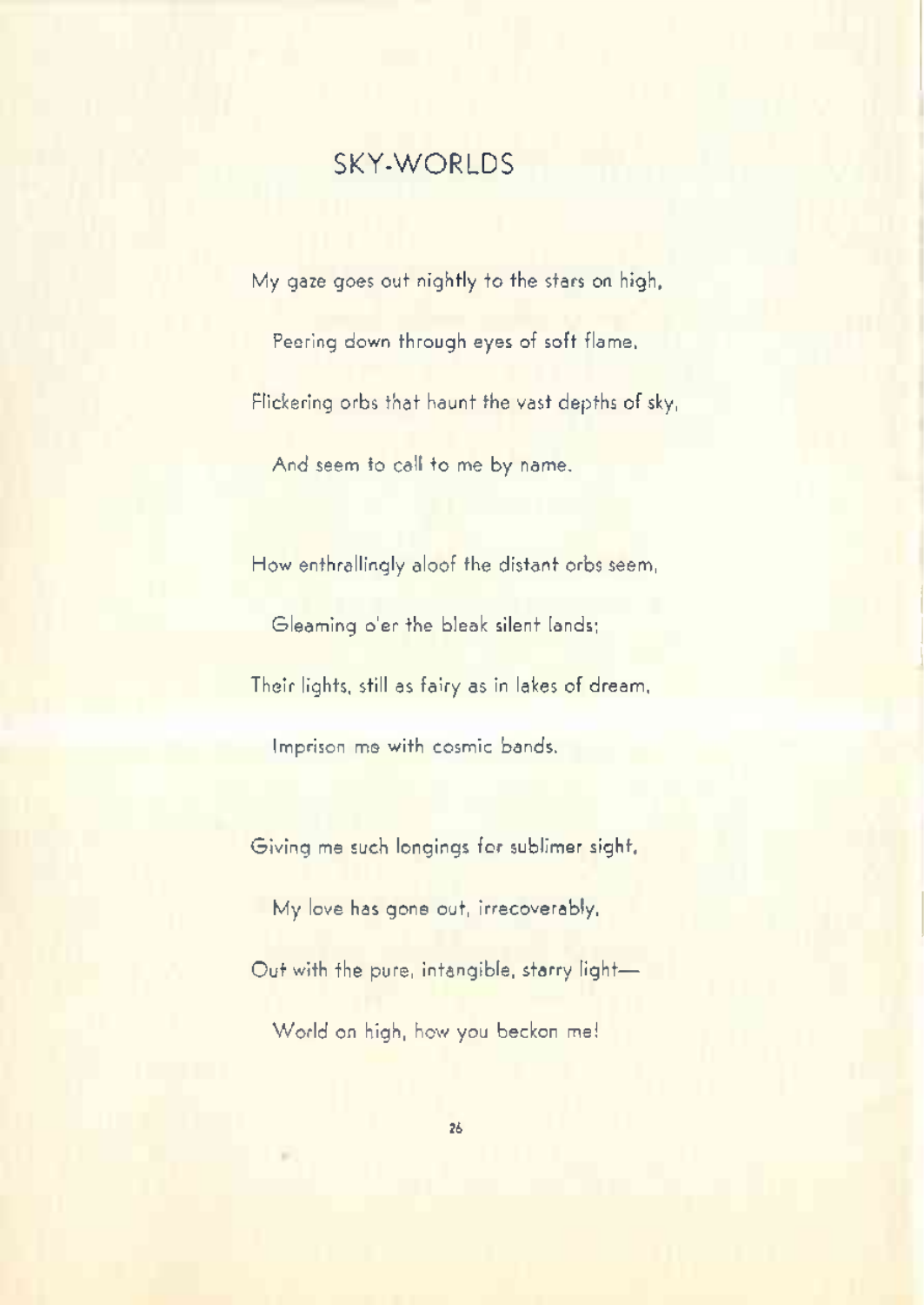## SKY-WORLDS

My gaze goes out nightly to the stars on high,

Peering down through eyes of soft flame,

Flickering orbs that haunt the vast depths of sky,

And seem to call to me by name.

How enthrallingly aloof the distant orbs seem,

Gleaming o'er the bleak silent lands;

Their lights, still as fairy as in lakes of dream,

Imprison me with cosmic bands.

Giving me such longings for sublimer sight,

My love has gone out, irrecoverably,

Out with the pure, intangible, starry light—

World on high, how you beckon me!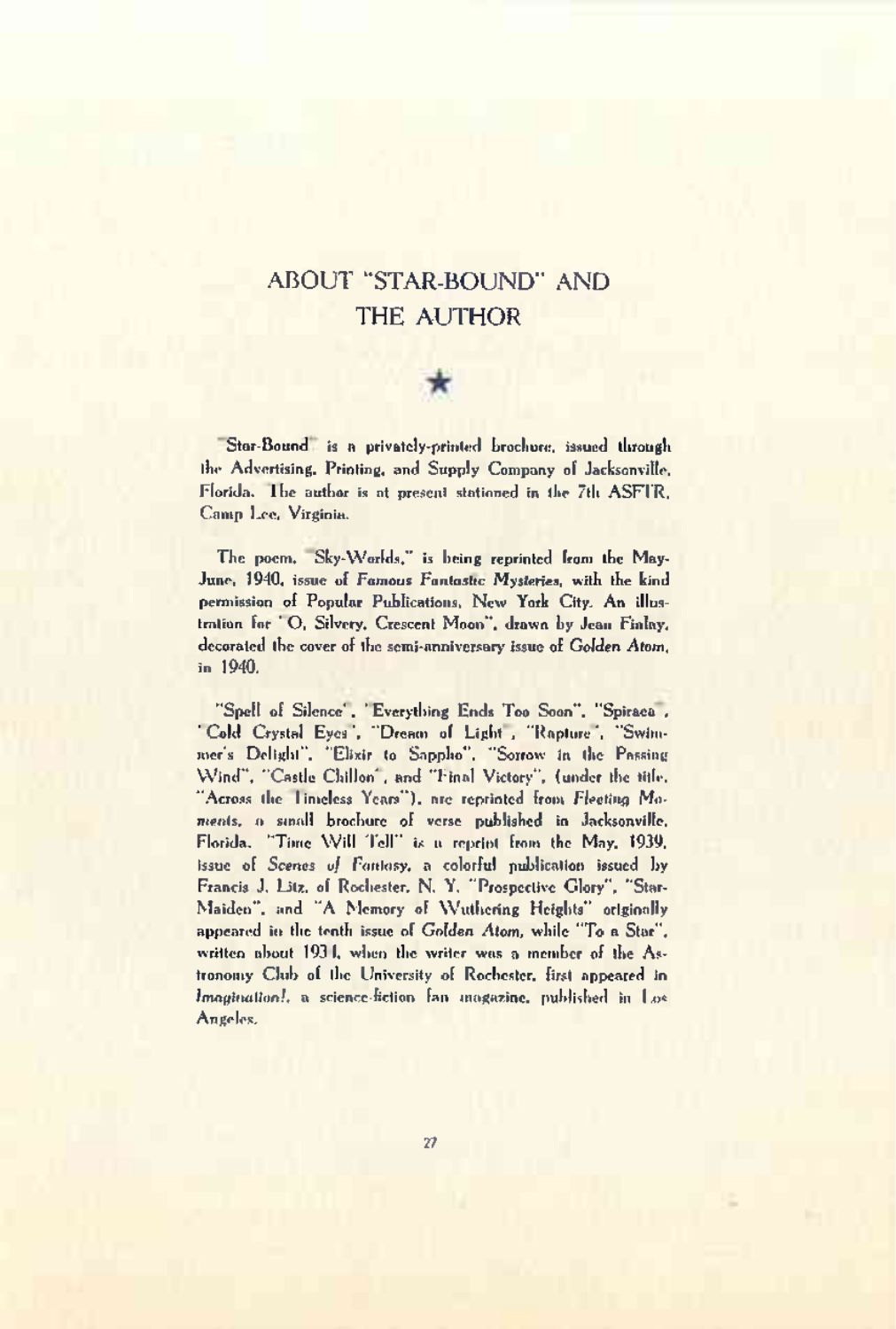# ABOUT "STAR-BOUND" AND THE AUTHOR

★

"Star-Bound" is a privately-printed brochure, issued through the Advertising, Printing, and Supply Company of Jacksonville, Florida. The author is at present stationed in the 7th ASFTR, Camp Lee, Virginia.

The poem, "Sky-Worlds," is being reprinted from the May-June, 1940, issue of *Famous Fantastic Mysteries*, with the kind permission of Popular Publications, New York City. An illustration for "O, Silvery, Crescent Moon", drawn by Jean Finlay, decorated the cover of the semi-anniversary issue of *Golden Atom*, in 1940.

"Spell of Silence", "Everything Ends Too Soon", "Spiraea", "Cold Crystal Eyes", "Dream of Light", "Rapture", "Swimmer's Delight", "Elixir to Sappho", "Sorrow in the Passing Wind", "Castle Chillon", and "Final Victory", (under the title, "Across the Timeless Years"), are reprinted from *Fleeting Moments*, a small brochure of verse published in Jacksonville, Florida. "Time Will Tell" is a reprint from the May, 1939, issue of *Scenes of Fantasy*, a colorful publication issued by Francis J. Litz, of Rochester, N. Y. "Prospective Glory", "Star-Maiden", and "A Memory of Wuthering Heights" originally appeared in the tenth issue of *Golden Atom*, while "To a Star", written about 1931, when the writer was a member of the Astronomy Club of the University of Rochester, first appeared in *Imagination!*, a science-fiction fan magazine, published in Los Angeles.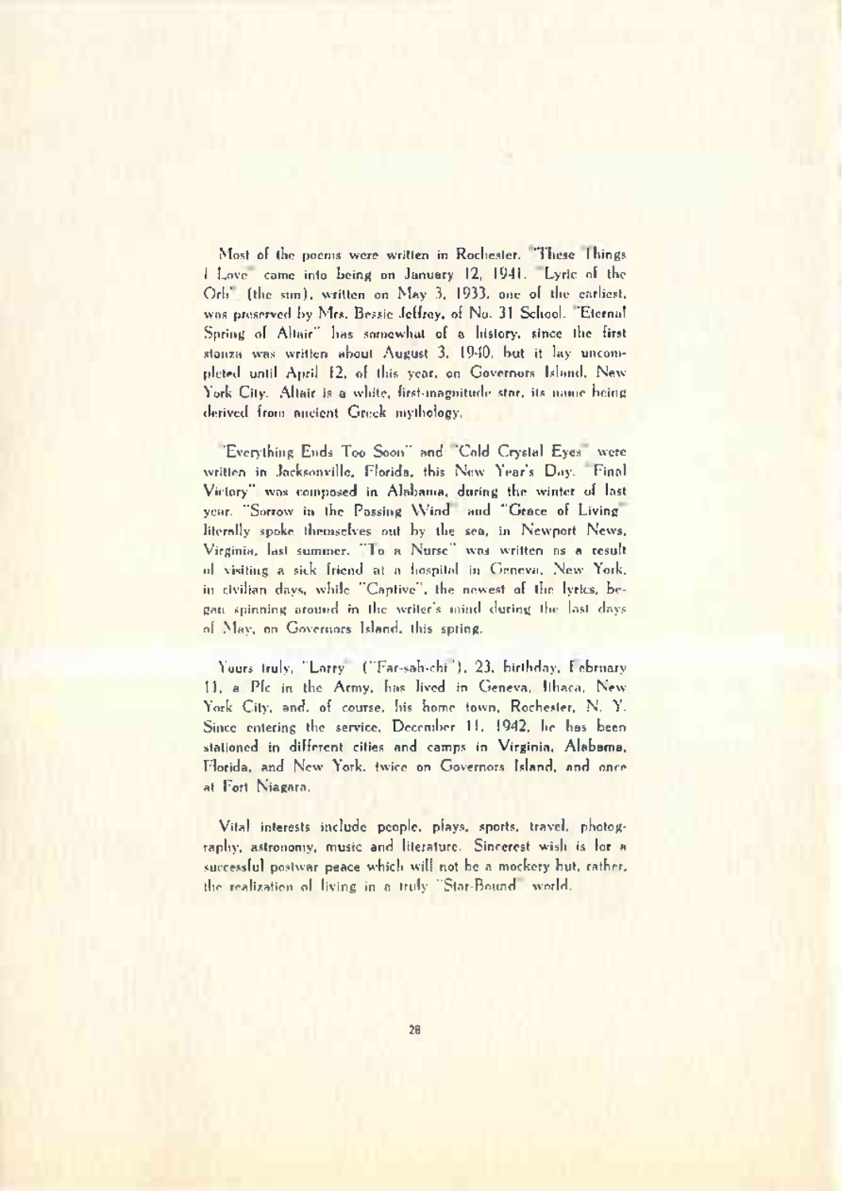Most of the poems were written in Rochester. "These Things I Love" came into being on January 12, 1941. "Lyric of the Orb" (the sun), written on May 3, 1933, one of the earliest, was preserved by Mrs. Bessie Jeffrey, of No. 31 School. "Eternal Spring of Altair" has somewhat of a history, since the first stanza was written about August 3, 1940, but it lay uncompleted until April 12, of this year, on Governors Island, New York City. Altair is a white, first-magnitude star, its name being derived from ancient Greek mythology.

"Everything Ends Too Soon" and "Cold Crystal Eyes" were written in Jacksonville, Florida, this New Year's Day. "Final Victory" was composed in Alabama, during the winter of last year. "Sorrow in the Passing Wind" and "Grace of Living" literally spoke themselves out by the sea, in Newport News, Virginia, last summer. "To a Nurse" was written as a result of visiting a sick friend at a hospital in Geneva, New York, in civilian days, while "Captive", the newest of the lyrics, began spinning around in the writer's mind during the last days of May, on Governors Island, this spring.

Yours truly, "Larry" ("Far-sah-chi"), 23, birthday, February 11, a Pfc in the Army, has lived in Geneva, Ithaca, New York City, and, of course, his home town, Rochester, N. Y. Since entering the service, December 11, 1942, he has been stationed in different cities and camps in Virginia, Alabama, Florida, and New York, twice on Governors Island, and once at Fort Niagara.

Vital interests include people, plays, sports, travel, photography, astronomy, music and literature. Sincerest wish is for a successful postwar peace which will not be a mockery but, rather, the realization of living in a truly "Star-Bound" world.